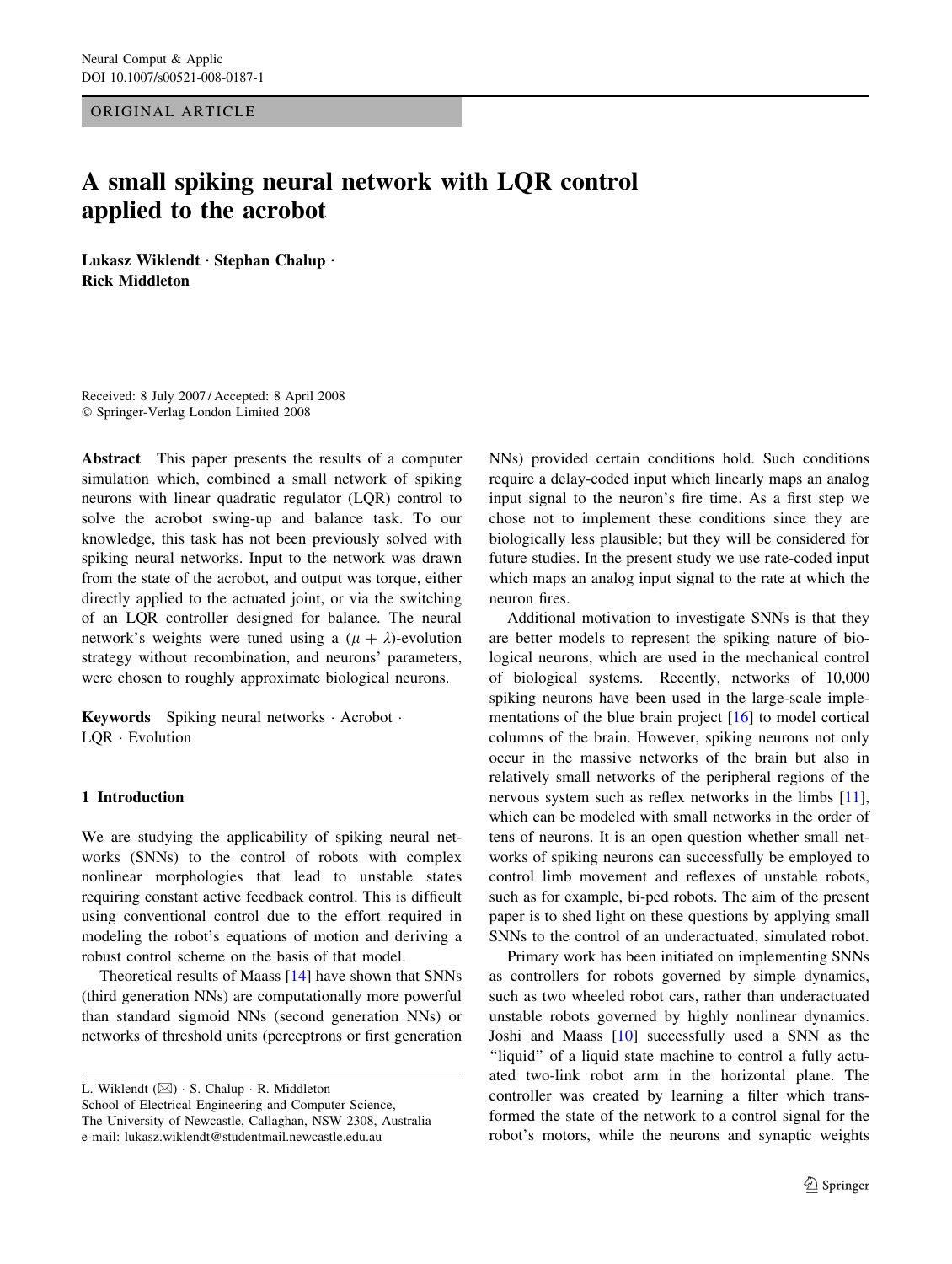ORIGINAL ARTICLE

# A small spiking neural network with LQR control applied to the acrobot

**Lukasz Wiklendt · Stephan Chalup · Rick Middleton**

Received: 8 July 2007 / Accepted: 8 April 2008
© Springer-Verlag London Limited 2008

**Abstract** This paper presents the results of a computer simulation which, combined a small network of spiking neurons with linear quadratic regulator (LQR) control to solve the acrobot swing-up and balance task. To our knowledge, this task has not been previously solved with spiking neural networks. Input to the network was drawn from the state of the acrobot, and output was torque, either directly applied to the actuated joint, or via the switching of an LQR controller designed for balance. The neural network's weights were tuned using a $(\mu + \lambda)$-evolution strategy without recombination, and neurons' parameters, were chosen to roughly approximate biological neurons.

**Keywords** Spiking neural networks · Acrobot · LQR · Evolution

## 1 Introduction

We are studying the applicability of spiking neural networks (SNNs) to the control of robots with complex nonlinear morphologies that lead to unstable states requiring constant active feedback control. This is difficult using conventional control due to the effort required in modeling the robot's equations of motion and deriving a robust control scheme on the basis of that model.

Theoretical results of Maass [14] have shown that SNNs (third generation NNs) are computationally more powerful than standard sigmoid NNs (second generation NNs) or networks of threshold units (perceptrons or first generation NNs) provided certain conditions hold. Such conditions require a delay-coded input which linearly maps an analog input signal to the neuron's fire time. As a first step we chose not to implement these conditions since they are biologically less plausible; but they will be considered for future studies. In the present study we use rate-coded input which maps an analog input signal to the rate at which the neuron fires.

Additional motivation to investigate SNNs is that they are better models to represent the spiking nature of biological neurons, which are used in the mechanical control of biological systems. Recently, networks of 10,000 spiking neurons have been used in the large-scale implementations of the blue brain project [16] to model cortical columns of the brain. However, spiking neurons not only occur in the massive networks of the brain but also in relatively small networks of the peripheral regions of the nervous system such as reflex networks in the limbs [11], which can be modeled with small networks in the order of tens of neurons. It is an open question whether small networks of spiking neurons can successfully be employed to control limb movement and reflexes of unstable robots, such as for example, bi-ped robots. The aim of the present paper is to shed light on these questions by applying small SNNs to the control of an underactuated, simulated robot.

Primary work has been initiated on implementing SNNs as controllers for robots governed by simple dynamics, such as two wheeled robot cars, rather than underactuated unstable robots governed by highly nonlinear dynamics. Joshi and Maass [10] successfully used a SNN as the "liquid" of a liquid state machine to control a fully actuated two-link robot arm in the horizontal plane. The controller was created by learning a filter which transformed the state of the network to a control signal for the robot's motors, while the neurons and synaptic weights

L. Wiklendt (✉) · S. Chalup · R. Middleton
School of Electrical Engineering and Computer Science,
The University of Newcastle, Callaghan, NSW 2308, Australia
e-mail: lukasz.wiklendt@studentmail.newcastle.edu.au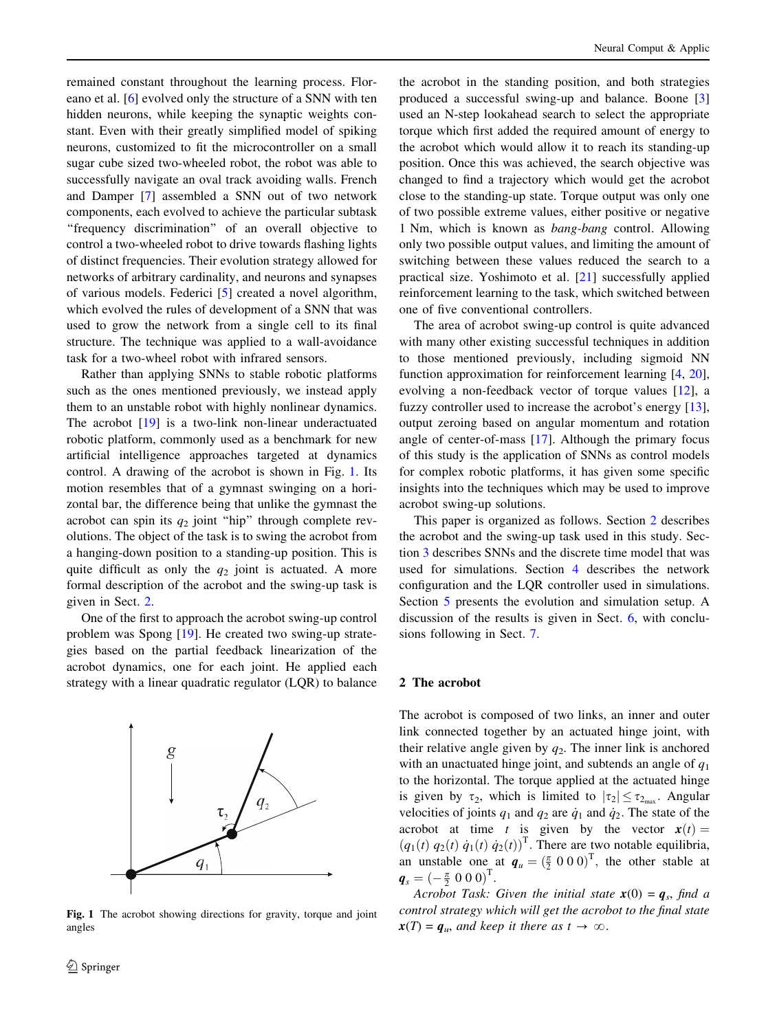remained constant throughout the learning process. Floreano et al. [6] evolved only the structure of a SNN with ten hidden neurons, while keeping the synaptic weights constant. Even with their greatly simplified model of spiking neurons, customized to fit the microcontroller on a small sugar cube sized two-wheeled robot, the robot was able to successfully navigate an oval track avoiding walls. French and Damper [7] assembled a SNN out of two network components, each evolved to achieve the particular subtask "frequency discrimination" of an overall objective to control a two-wheeled robot to drive towards flashing lights of distinct frequencies. Their evolution strategy allowed for networks of arbitrary cardinality, and neurons and synapses of various models. Federici [5] created a novel algorithm, which evolved the rules of development of a SNN that was used to grow the network from a single cell to its final structure. The technique was applied to a wall-avoidance task for a two-wheel robot with infrared sensors.

Rather than applying SNNs to stable robotic platforms such as the ones mentioned previously, we instead apply them to an unstable robot with highly nonlinear dynamics. The acrobot [19] is a two-link non-linear underactuated robotic platform, commonly used as a benchmark for new artificial intelligence approaches targeted at dynamics control. A drawing of the acrobot is shown in Fig. 1. Its motion resembles that of a gymnast swinging on a horizontal bar, the difference being that unlike the gymnast the acrobot can spin its $q_2$ joint "hip" through complete revolutions. The object of the task is to swing the acrobot from a hanging-down position to a standing-up position. This is quite difficult as only the $q_2$ joint is actuated. A more formal description of the acrobot and the swing-up task is given in Sect. 2.

One of the first to approach the acrobot swing-up control problem was Spong [19]. He created two swing-up strategies based on the partial feedback linearization of the acrobot dynamics, one for each joint. He applied each strategy with a linear quadratic regulator (LQR) to balance the acrobot in the standing position, and both strategies produced a successful swing-up and balance. Boone [3] used an N-step lookahead search to select the appropriate torque which first added the required amount of energy to the acrobot which would allow it to reach its standing-up position. Once this was achieved, the search objective was changed to find a trajectory which would get the acrobot close to the standing-up state. Torque output was only one of two possible extreme values, either positive or negative 1 Nm, which is known as *bang-bang* control. Allowing only two possible output values, and limiting the amount of switching between these values reduced the search to a practical size. Yoshimoto et al. [21] successfully applied reinforcement learning to the task, which switched between one of five conventional controllers.

The area of acrobot swing-up control is quite advanced with many other existing successful techniques in addition to those mentioned previously, including sigmoid NN function approximation for reinforcement learning [4, 20], evolving a non-feedback vector of torque values [12], a fuzzy controller used to increase the acrobot's energy [13], output zeroing based on angular momentum and rotation angle of center-of-mass [17]. Although the primary focus of this study is the application of SNNs as control models for complex robotic platforms, it has given some specific insights into the techniques which may be used to improve acrobot swing-up solutions.

This paper is organized as follows. Section 2 describes the acrobot and the swing-up task used in this study. Section 3 describes SNNs and the discrete time model that was used for simulations. Section 4 describes the network configuration and the LQR controller used in simulations. Section 5 presents the evolution and simulation setup. A discussion of the results is given in Sect. 6, with conclusions following in Sect. 7.

g

$\tau_2$

$q_2$

$q_1$

**Fig. 1** The acrobot showing directions for gravity, torque and joint angles

## 2 The acrobot

The acrobot is composed of two links, an inner and outer link connected together by an actuated hinge joint, with their relative angle given by $q_2$. The inner link is anchored with an unactuated hinge joint, and subtends an angle of $q_1$ to the horizontal. The torque applied at the actuated hinge is given by $\tau_2$, which is limited to $|\tau_2| \leq \tau_{2_{\max}}$. Angular velocities of joints $q_1$ and $q_2$ are $\dot{q}_1$ and $\dot{q}_2$. The state of the acrobot at time $t$ is given by the vector $\boldsymbol{x}(t) = (q_1(t)\ q_2(t)\ \dot{q}_1(t)\ \dot{q}_2(t))^{\mathrm{T}}$. There are two notable equilibria, an unstable one at $\boldsymbol{q}_u = (\frac{\pi}{2}\ 0\ 0\ 0)^{\mathrm{T}}$, the other stable at $\boldsymbol{q}_s = (-\frac{\pi}{2}\ 0\ 0\ 0)^{\mathrm{T}}$.

*Acrobot Task: Given the initial state* $\boldsymbol{x}(0) = \boldsymbol{q}_s$*, find a control strategy which will get the acrobot to the final state* $\boldsymbol{x}(T) = \boldsymbol{q}_u$*, and keep it there as* $t \rightarrow \infty$.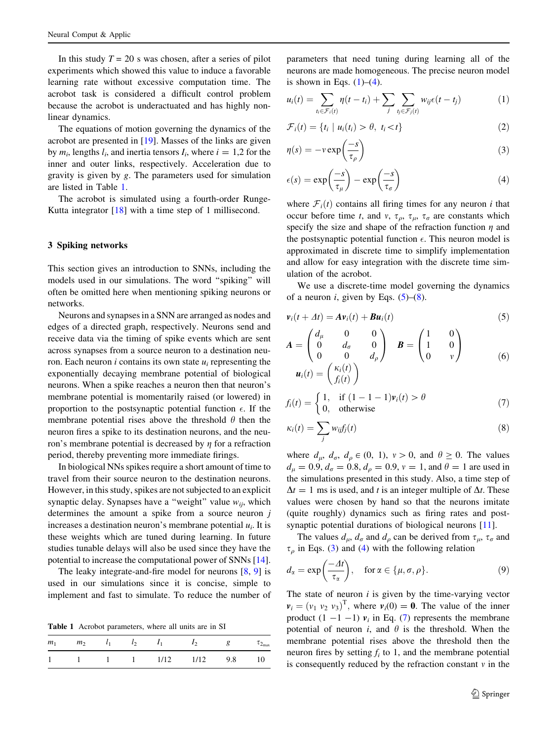In this study $T = 20$ s was chosen, after a series of pilot experiments which showed this value to induce a favorable learning rate without excessive computation time. The acrobot task is considered a difficult control problem because the acrobot is underactuated and has highly non-linear dynamics.

The equations of motion governing the dynamics of the acrobot are presented in [19]. Masses of the links are given by $m_i$, lengths $l_i$, and inertia tensors $I_i$, where $i = 1{,}2$ for the inner and outer links, respectively. Acceleration due to gravity is given by $g$. The parameters used for simulation are listed in Table 1.

The acrobot is simulated using a fourth-order Runge-Kutta integrator [18] with a time step of 1 millisecond.

## 3 Spiking networks

This section gives an introduction to SNNs, including the models used in our simulations. The word "spiking" will often be omitted here when mentioning spiking neurons or networks.

Neurons and synapses in a SNN are arranged as nodes and edges of a directed graph, respectively. Neurons send and receive data via the timing of spike events which are sent across synapses from a source neuron to a destination neuron. Each neuron $i$ contains its own state $u_i$ representing the exponentially decaying membrane potential of biological neurons. When a spike reaches a neuron then that neuron's membrane potential is momentarily raised (or lowered) in proportion to the postsynaptic potential function $\epsilon$. If the membrane potential rises above the threshold $\theta$ then the neuron fires a spike to its destination neurons, and the neuron's membrane potential is decreased by $\eta$ for a refraction period, thereby preventing more immediate firings.

In biological NNs spikes require a short amount of time to travel from their source neuron to the destination neurons. However, in this study, spikes are not subjected to an explicit synaptic delay. Synapses have a "weight" value $w_{ij}$, which determines the amount a spike from a source neuron $j$ increases a destination neuron's membrane potential $u_i$. It is these weights which are tuned during learning. In future studies tunable delays will also be used since they have the potential to increase the computational power of SNNs [14].

The leaky integrate-and-fire model for neurons [8, 9] is used in our simulations since it is concise, simple to implement and fast to simulate. To reduce the number of parameters that need tuning during learning all of the neurons are made homogeneous. The precise neuron model is shown in Eqs. (1)–(4).

$$u_i(t) = \sum_{t_i \in \mathcal{F}_i(t)} \eta(t - t_i) + \sum_j \sum_{t_j \in \mathcal{F}_j(t)} w_{ij} \epsilon(t - t_j) \tag{1}$$

$$\mathcal{F}_i(t) = \{ t_i \mid u_i(t_i) > \theta,\ t_i < t \} \tag{2}$$

$$\eta(s) = -v \exp\left( \frac{-s}{\tau_\rho} \right) \tag{3}$$

$$\epsilon(s) = \exp\left( \frac{-s}{\tau_\mu} \right) - \exp\left( \frac{-s}{\tau_\sigma} \right) \tag{4}$$

where $\mathcal{F}_i(t)$ contains all firing times for any neuron $i$ that occur before time $t$, and $v$, $\tau_\rho$, $\tau_\mu$, $\tau_\sigma$ are constants which specify the size and shape of the refraction function $\eta$ and the postsynaptic potential function $\epsilon$. This neuron model is approximated in discrete time to simplify implementation and allow for easy integration with the discrete time simulation of the acrobot.

We use a discrete-time model governing the dynamics of a neuron $i$, given by Eqs. (5)–(8).

$$\boldsymbol{v}_i(t + \Delta t) = \boldsymbol{A} \boldsymbol{v}_i(t) + \boldsymbol{B} \boldsymbol{u}_i(t) \tag{5}$$

$$\boldsymbol{A} = \begin{pmatrix} d_\mu & 0 & 0 \\ 0 & d_\sigma & 0 \\ 0 & 0 & d_\rho \end{pmatrix} \quad \boldsymbol{B} = \begin{pmatrix} 1 & 0 \\ 1 & 0 \\ 0 & v \end{pmatrix} \quad \boldsymbol{u}_i(t) = \begin{pmatrix} \kappa_i(t) \\ f_i(t) \end{pmatrix} \tag{6}$$

$$f_i(t) = \begin{cases} 1, & \text{if } (1 - 1 - 1)\boldsymbol{v}_i(t) > \theta \\ 0, & \text{otherwise} \end{cases} \tag{7}$$

$$\kappa_i(t) = \sum_j w_{ij} f_j(t) \tag{8}$$

where $d_\mu$, $d_\sigma$, $d_\rho \in (0, 1)$, $v > 0$, and $\theta \geq 0$. The values $d_\mu = 0.9$, $d_\sigma = 0.8$, $d_\rho = 0.9$, $v = 1$, and $\theta = 1$ are used in the simulations presented in this study. Also, a time step of $\Delta t = 1$ ms is used, and $t$ is an integer multiple of $\Delta t$. These values were chosen by hand so that the neurons imitate (quite roughly) dynamics such as firing rates and postsynaptic potential durations of biological neurons [11].

The values $d_\mu$, $d_\sigma$ and $d_\rho$ can be derived from $\tau_\mu$, $\tau_\sigma$ and $\tau_\rho$ in Eqs. (3) and (4) with the following relation

$$d_\alpha = \exp\left( \frac{-\Delta t}{\tau_\alpha} \right), \quad \text{for } \alpha \in \{\mu, \sigma, \rho\}. \tag{9}$$

The state of neuron $i$ is given by the time-varying vector $\boldsymbol{v}_i = (v_1\ v_2\ v_3)^{\mathrm{T}}$, where $\boldsymbol{v}_i(0) = \boldsymbol{0}$. The value of the inner product $(1\ {-1}\ {-1})\ \boldsymbol{v}_i$ in Eq. (7) represents the membrane potential of neuron $i$, and $\theta$ is the threshold. When the membrane potential rises above the threshold then the neuron fires by setting $f_i$ to 1, and the membrane potential is consequently reduced by the refraction constant $v$ in the

**Table 1** Acrobot parameters, where all units are in SI

| $m_1$ | $m_2$ | $l_1$ | $l_2$ | $I_1$ | $I_2$ | $g$ | $\tau_{2_{\max}}$ |
|---|---|---|---|---|---|---|---|
| 1 | 1 | 1 | 1 | 1/12 | 1/12 | 9.8 | 10 |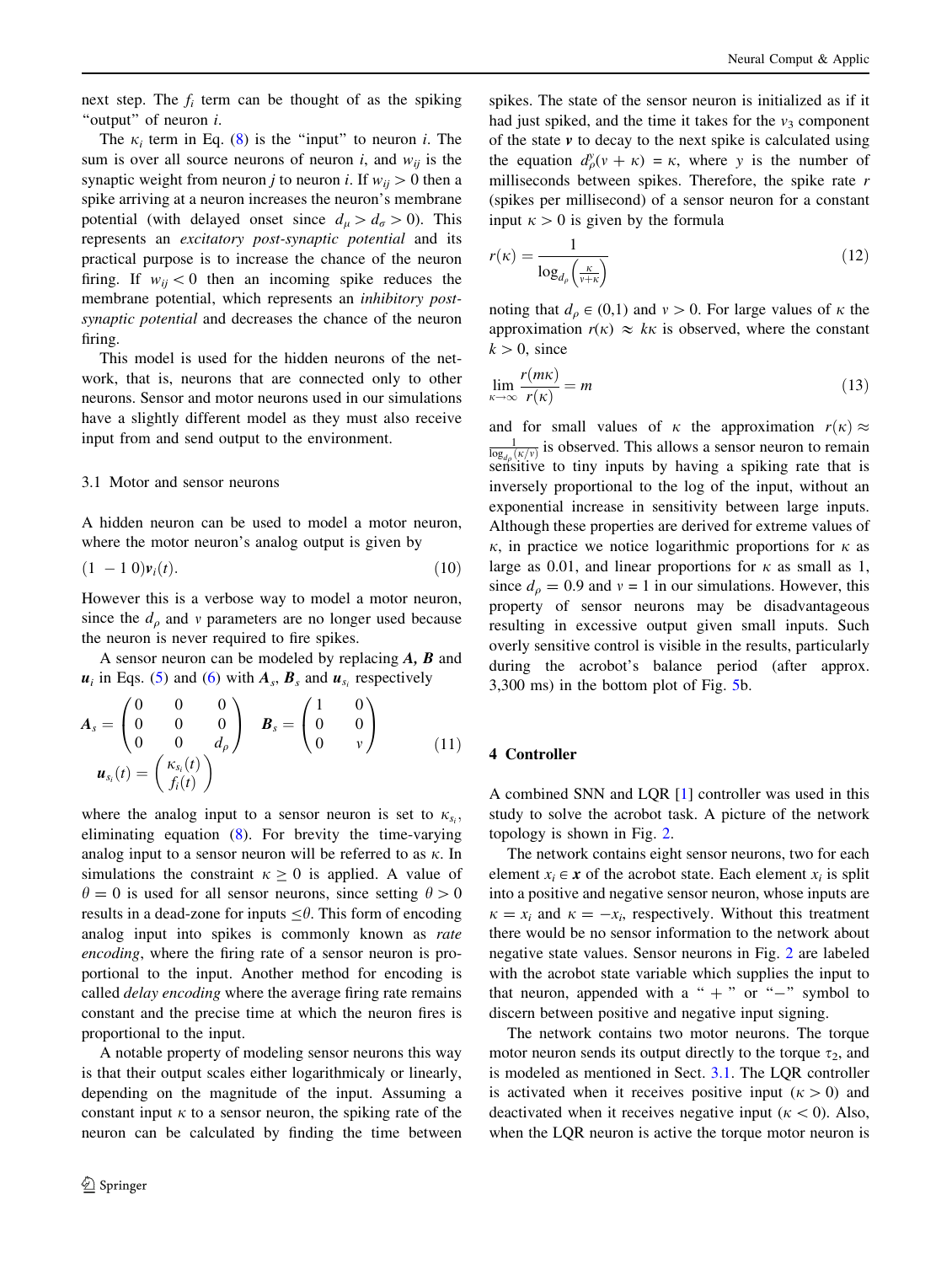next step. The $f_i$ term can be thought of as the spiking "output" of neuron $i$.

The $\kappa_i$ term in Eq. (8) is the "input" to neuron $i$. The sum is over all source neurons of neuron $i$, and $w_{ij}$ is the synaptic weight from neuron $j$ to neuron $i$. If $w_{ij} > 0$ then a spike arriving at a neuron increases the neuron's membrane potential (with delayed onset since $d_\mu > d_\sigma > 0$). This represents an *excitatory post-synaptic potential* and its practical purpose is to increase the chance of the neuron firing. If $w_{ij} < 0$ then an incoming spike reduces the membrane potential, which represents an *inhibitory post-synaptic potential* and decreases the chance of the neuron firing.

This model is used for the hidden neurons of the network, that is, neurons that are connected only to other neurons. Sensor and motor neurons used in our simulations have a slightly different model as they must also receive input from and send output to the environment.

### 3.1 Motor and sensor neurons

A hidden neuron can be used to model a motor neuron, where the motor neuron's analog output is given by

$$(1 \; -1 \; 0)\boldsymbol{v}_i(t). \tag{10}$$

However this is a verbose way to model a motor neuron, since the $d_\rho$ and $v$ parameters are no longer used because the neuron is never required to fire spikes.

A sensor neuron can be modeled by replacing $\boldsymbol{A}$, $\boldsymbol{B}$ and $\boldsymbol{u}_i$ in Eqs. (5) and (6) with $\boldsymbol{A}_s$, $\boldsymbol{B}_s$ and $\boldsymbol{u}_{s_i}$ respectively

$$\boldsymbol{A}_s = \begin{pmatrix} 0 & 0 & 0 \\ 0 & 0 & 0 \\ 0 & 0 & d_\rho \end{pmatrix} \quad \boldsymbol{B}_s = \begin{pmatrix} 1 & 0 \\ 0 & 0 \\ 0 & v \end{pmatrix} \quad \boldsymbol{u}_{s_i}(t) = \begin{pmatrix} \kappa_{s_i}(t) \\ f_i(t) \end{pmatrix} \tag{11}$$

where the analog input to a sensor neuron is set to $\kappa_{s_i}$, eliminating equation (8). For brevity the time-varying analog input to a sensor neuron will be referred to as $\kappa$. In simulations the constraint $\kappa \geq 0$ is applied. A value of $\theta = 0$ is used for all sensor neurons, since setting $\theta > 0$ results in a dead-zone for inputs $\leq \theta$. This form of encoding analog input into spikes is commonly known as *rate encoding*, where the firing rate of a sensor neuron is proportional to the input. Another method for encoding is called *delay encoding* where the average firing rate remains constant and the precise time at which the neuron fires is proportional to the input.

A notable property of modeling sensor neurons this way is that their output scales either logarithmicaly or linearly, depending on the magnitude of the input. Assuming a constant input $\kappa$ to a sensor neuron, the spiking rate of the neuron can be calculated by finding the time between spikes. The state of the sensor neuron is initialized as if it had just spiked, and the time it takes for the $v_3$ component of the state $\boldsymbol{v}$ to decay to the next spike is calculated using the equation $d_\rho^y(v + \kappa) = \kappa$, where $y$ is the number of milliseconds between spikes. Therefore, the spike rate $r$ (spikes per millisecond) of a sensor neuron for a constant input $\kappa > 0$ is given by the formula

$$r(\kappa) = \frac{1}{\log_{d_\rho}\left(\frac{\kappa}{v+\kappa}\right)} \tag{12}$$

noting that $d_\rho \in (0,1)$ and $v > 0$. For large values of $\kappa$ the approximation $r(\kappa) \approx k\kappa$ is observed, where the constant $k > 0$, since

$$\lim_{\kappa \to \infty} \frac{r(m\kappa)}{r(\kappa)} = m \tag{13}$$

and for small values of $\kappa$ the approximation $r(\kappa) \approx \frac{1}{\log_{d_\rho}(\kappa/v)}$ is observed. This allows a sensor neuron to remain sensitive to tiny inputs by having a spiking rate that is inversely proportional to the log of the input, without an exponential increase in sensitivity between large inputs. Although these properties are derived for extreme values of $\kappa$, in practice we notice logarithmic proportions for $\kappa$ as large as 0.01, and linear proportions for $\kappa$ as small as 1, since $d_\rho = 0.9$ and $v = 1$ in our simulations. However, this property of sensor neurons may be disadvantageous resulting in excessive output given small inputs. Such overly sensitive control is visible in the results, particularly during the acrobot's balance period (after approx. 3,300 ms) in the bottom plot of Fig. 5b.

## 4 Controller

A combined SNN and LQR [1] controller was used in this study to solve the acrobot task. A picture of the network topology is shown in Fig. 2.

The network contains eight sensor neurons, two for each element $x_i \in \boldsymbol{x}$ of the acrobot state. Each element $x_i$ is split into a positive and negative sensor neuron, whose inputs are $\kappa = x_i$ and $\kappa = -x_i$, respectively. Without this treatment there would be no sensor information to the network about negative state values. Sensor neurons in Fig. 2 are labeled with the acrobot state variable which supplies the input to that neuron, appended with a " + " or "−" symbol to discern between positive and negative input signing.

The network contains two motor neurons. The torque motor neuron sends its output directly to the torque $\tau_2$, and is modeled as mentioned in Sect. 3.1. The LQR controller is activated when it receives positive input ($\kappa > 0$) and deactivated when it receives negative input ($\kappa < 0$). Also, when the LQR neuron is active the torque motor neuron is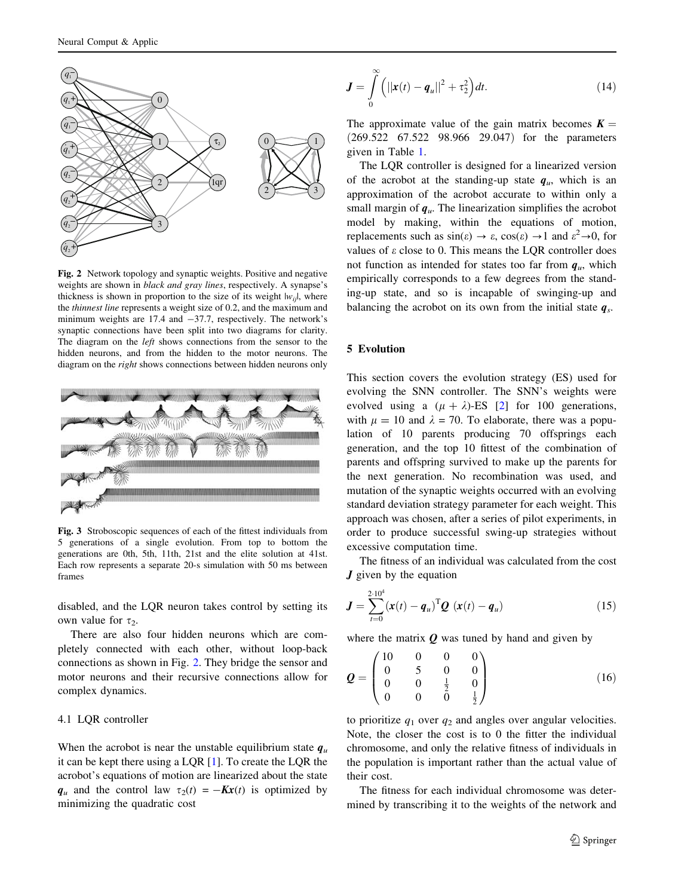Fig. 2 Network topology and synaptic weights. Positive and negative weights are shown in *black and gray lines*, respectively. A synapse's thickness is shown in proportion to the size of its weight $|w_{ij}|$, where the *thinnest line* represents a weight size of 0.2, and the maximum and minimum weights are 17.4 and −37.7, respectively. The network's synaptic connections have been split into two diagrams for clarity. The diagram on the *left* shows connections from the sensor to the hidden neurons, and from the hidden to the motor neurons. The diagram on the *right* shows connections between hidden neurons only

Fig. 3 Stroboscopic sequences of each of the fittest individuals from 5 generations of a single evolution. From top to bottom the generations are 0th, 5th, 11th, 21st and the elite solution at 41st. Each row represents a separate 20-s simulation with 50 ms between frames

disabled, and the LQR neuron takes control by setting its own value for $\tau_2$.

There are also four hidden neurons which are completely connected with each other, without loop-back connections as shown in Fig. 2. They bridge the sensor and motor neurons and their recursive connections allow for complex dynamics.

### 4.1 LQR controller

When the acrobot is near the unstable equilibrium state $\boldsymbol{q}_u$ it can be kept there using a LQR [1]. To create the LQR the acrobot's equations of motion are linearized about the state $\boldsymbol{q}_u$ and the control law $\tau_2(t) = -\boldsymbol{K}\boldsymbol{x}(t)$ is optimized by minimizing the quadratic cost

$$\boldsymbol{J} = \int_0^\infty \left( ||\boldsymbol{x}(t) - \boldsymbol{q}_u||^2 + \tau_2^2 \right) dt. \tag{14}$$

The approximate value of the gain matrix becomes $\boldsymbol{K} = (269.522 \quad 67.522 \quad 98.966 \quad 29.047)$ for the parameters given in Table 1.

The LQR controller is designed for a linearized version of the acrobot at the standing-up state $\boldsymbol{q}_u$, which is an approximation of the acrobot accurate to within only a small margin of $\boldsymbol{q}_u$. The linearization simplifies the acrobot model by making, within the equations of motion, replacements such as $\sin(\varepsilon) \rightarrow \varepsilon$, $\cos(\varepsilon) \rightarrow 1$ and $\varepsilon^2 \rightarrow 0$, for values of $\varepsilon$ close to 0. This means the LQR controller does not function as intended for states too far from $\boldsymbol{q}_u$, which empirically corresponds to a few degrees from the standing-up state, and so is incapable of swinging-up and balancing the acrobot on its own from the initial state $\boldsymbol{q}_s$.

## 5 Evolution

This section covers the evolution strategy (ES) used for evolving the SNN controller. The SNN's weights were evolved using a $(\mu + \lambda)$-ES [2] for 100 generations, with $\mu = 10$ and $\lambda = 70$. To elaborate, there was a population of 10 parents producing 70 offsprings each generation, and the top 10 fittest of the combination of parents and offspring survived to make up the parents for the next generation. No recombination was used, and mutation of the synaptic weights occurred with an evolving standard deviation strategy parameter for each weight. This approach was chosen, after a series of pilot experiments, in order to produce successful swing-up strategies without excessive computation time.

The fitness of an individual was calculated from the cost $\boldsymbol{J}$ given by the equation

$$\boldsymbol{J} = \sum_{t=0}^{2 \cdot 10^4} (\boldsymbol{x}(t) - \boldsymbol{q}_u)^{\mathrm{T}} \boldsymbol{Q} \, (\boldsymbol{x}(t) - \boldsymbol{q}_u) \tag{15}$$

where the matrix $\boldsymbol{Q}$ was tuned by hand and given by

$$\boldsymbol{Q} = \begin{pmatrix} 10 & 0 & 0 & 0 \\ 0 & 5 & 0 & 0 \\ 0 & 0 & \frac{1}{2} & 0 \\ 0 & 0 & 0 & \frac{1}{2} \end{pmatrix} \tag{16}$$

to prioritize $q_1$ over $q_2$ and angles over angular velocities. Note, the closer the cost is to 0 the fitter the individual chromosome, and only the relative fitness of individuals in the population is important rather than the actual value of their cost.

The fitness for each individual chromosome was determined by transcribing it to the weights of the network and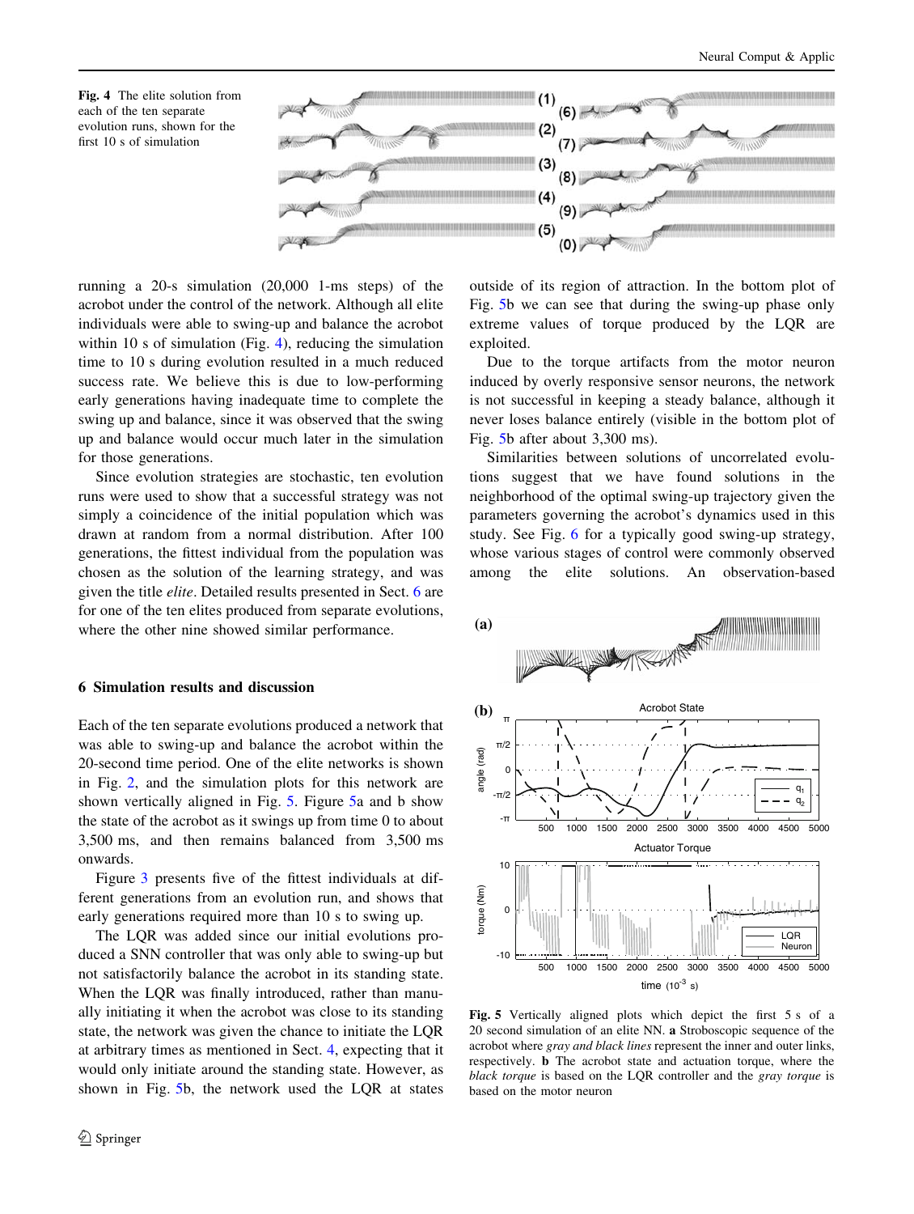**Fig. 4** The elite solution from each of the ten separate evolution runs, shown for the first 10 s of simulation

(1)
(2)
(3)
(4)
(5)
(6)
(7)
(8)
(9)
(0)

running a 20-s simulation (20,000 1-ms steps) of the acrobot under the control of the network. Although all elite individuals were able to swing-up and balance the acrobot within 10 s of simulation (Fig. 4), reducing the simulation time to 10 s during evolution resulted in a much reduced success rate. We believe this is due to low-performing early generations having inadequate time to complete the swing up and balance, since it was observed that the swing up and balance would occur much later in the simulation for those generations.

Since evolution strategies are stochastic, ten evolution runs were used to show that a successful strategy was not simply a coincidence of the initial population which was drawn at random from a normal distribution. After 100 generations, the fittest individual from the population was chosen as the solution of the learning strategy, and was given the title *elite*. Detailed results presented in Sect. 6 are for one of the ten elites produced from separate evolutions, where the other nine showed similar performance.

## 6 Simulation results and discussion

Each of the ten separate evolutions produced a network that was able to swing-up and balance the acrobot within the 20-second time period. One of the elite networks is shown in Fig. 2, and the simulation plots for this network are shown vertically aligned in Fig. 5. Figure 5a and b show the state of the acrobot as it swings up from time 0 to about 3,500 ms, and then remains balanced from 3,500 ms onwards.

Figure 3 presents five of the fittest individuals at different generations from an evolution run, and shows that early generations required more than 10 s to swing up.

The LQR was added since our initial evolutions produced a SNN controller that was only able to swing-up but not satisfactorily balance the acrobot in its standing state. When the LQR was finally introduced, rather than manually initiating it when the acrobot was close to its standing state, the network was given the chance to initiate the LQR at arbitrary times as mentioned in Sect. 4, expecting that it would only initiate around the standing state. However, as shown in Fig. 5b, the network used the LQR at states outside of its region of attraction. In the bottom plot of Fig. 5b we can see that during the swing-up phase only extreme values of torque produced by the LQR are exploited.

Due to the torque artifacts from the motor neuron induced by overly responsive sensor neurons, the network is not successful in keeping a steady balance, although it never loses balance entirely (visible in the bottom plot of Fig. 5b after about 3,300 ms).

Similarities between solutions of uncorrelated evolutions suggest that we have found solutions in the neighborhood of the optimal swing-up trajectory given the parameters governing the acrobot's dynamics used in this study. See Fig. 6 for a typically good swing-up strategy, whose various stages of control were commonly observed among the elite solutions. An observation-based

(a)

(b)

Acrobot State

angle (rad)

π
π/2
0
-π/2
-π

$q_1$
$q_2$

500 1000 1500 2000 2500 3000 3500 4000 4500 5000

Actuator Torque

torque (Nm)

10
0
-10

LQR
Neuron

500 1000 1500 2000 2500 3000 3500 4000 4500 5000

time ($10^{-3}$ s)

**Fig. 5** Vertically aligned plots which depict the first 5 s of a 20 second simulation of an elite NN. **a** Stroboscopic sequence of the acrobot where *gray and black lines* represent the inner and outer links, respectively. **b** The acrobot state and actuation torque, where the *black torque* is based on the LQR controller and the *gray torque* is based on the motor neuron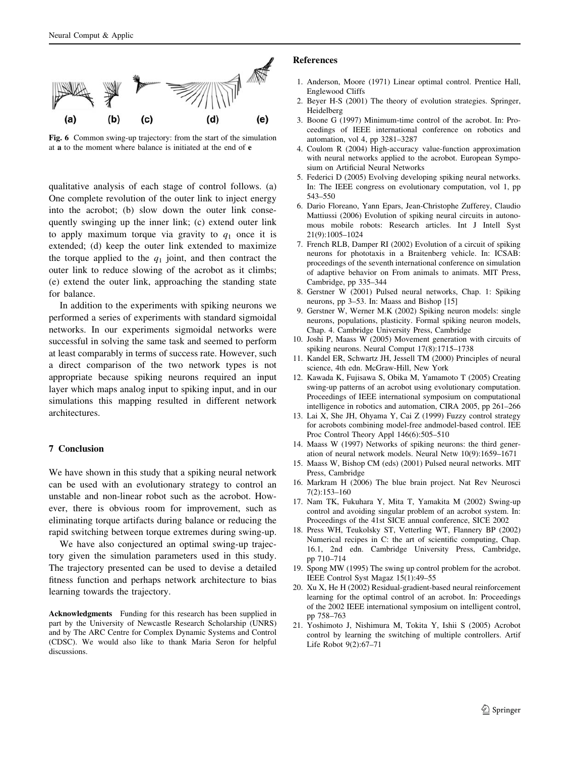(a) (b) (c) (d) (e)

**Fig. 6** Common swing-up trajectory: from the start of the simulation at **a** to the moment where balance is initiated at the end of **e**

qualitative analysis of each stage of control follows. (a) One complete revolution of the outer link to inject energy into the acrobot; (b) slow down the outer link consequently swinging up the inner link; (c) extend outer link to apply maximum torque via gravity to $q_1$ once it is extended; (d) keep the outer link extended to maximize the torque applied to the $q_1$ joint, and then contract the outer link to reduce slowing of the acrobot as it climbs; (e) extend the outer link, approaching the standing state for balance.

In addition to the experiments with spiking neurons we performed a series of experiments with standard sigmoidal networks. In our experiments sigmoidal networks were successful in solving the same task and seemed to perform at least comparably in terms of success rate. However, such a direct comparison of the two network types is not appropriate because spiking neurons required an input layer which maps analog input to spiking input, and in our simulations this mapping resulted in different network architectures.

## 7 Conclusion

We have shown in this study that a spiking neural network can be used with an evolutionary strategy to control an unstable and non-linear robot such as the acrobot. However, there is obvious room for improvement, such as eliminating torque artifacts during balance or reducing the rapid switching between torque extremes during swing-up.

We have also conjectured an optimal swing-up trajectory given the simulation parameters used in this study. The trajectory presented can be used to devise a detailed fitness function and perhaps network architecture to bias learning towards the trajectory.

**Acknowledgments** Funding for this research has been supplied in part by the University of Newcastle Research Scholarship (UNRS) and by The ARC Centre for Complex Dynamic Systems and Control (CDSC). We would also like to thank Maria Seron for helpful discussions.

## References

1. Anderson, Moore (1971) Linear optimal control. Prentice Hall, Englewood Cliffs
2. Beyer H-S (2001) The theory of evolution strategies. Springer, Heidelberg
3. Boone G (1997) Minimum-time control of the acrobot. In: Proceedings of IEEE international conference on robotics and automation, vol 4, pp 3281–3287
4. Coulom R (2004) High-accuracy value-function approximation with neural networks applied to the acrobot. European Symposium on Artificial Neural Networks
5. Federici D (2005) Evolving developing spiking neural networks. In: The IEEE congress on evolutionary computation, vol 1, pp 543–550
6. Dario Floreano, Yann Epars, Jean-Christophe Zufferey, Claudio Mattiussi (2006) Evolution of spiking neural circuits in autonomous mobile robots: Research articles. Int J Intell Syst 21(9):1005–1024
7. French RLB, Damper RI (2002) Evolution of a circuit of spiking neurons for phototaxis in a Braitenberg vehicle. In: ICSAB: proceedings of the seventh international conference on simulation of adaptive behavior on From animals to animats. MIT Press, Cambridge, pp 335–344
8. Gerstner W (2001) Pulsed neural networks, Chap. 1: Spiking neurons, pp 3–53. In: Maass and Bishop [15]
9. Gerstner W, Werner M.K (2002) Spiking neuron models: single neurons, populations, plasticity. Formal spiking neuron models, Chap. 4. Cambridge University Press, Cambridge
10. Joshi P, Maass W (2005) Movement generation with circuits of spiking neurons. Neural Comput 17(8):1715–1738
11. Kandel ER, Schwartz JH, Jessell TM (2000) Principles of neural science, 4th edn. McGraw-Hill, New York
12. Kawada K, Fujisawa S, Obika M, Yamamoto T (2005) Creating swing-up patterns of an acrobot using evolutionary computation. Proceedings of IEEE international symposium on computational intelligence in robotics and automation, CIRA 2005, pp 261–266
13. Lai X, She JH, Ohyama Y, Cai Z (1999) Fuzzy control strategy for acrobots combining model-free andmodel-based control. IEE Proc Control Theory Appl 146(6):505–510
14. Maass W (1997) Networks of spiking neurons: the third generation of neural network models. Neural Netw 10(9):1659–1671
15. Maass W, Bishop CM (eds) (2001) Pulsed neural networks. MIT Press, Cambridge
16. Markram H (2006) The blue brain project. Nat Rev Neurosci 7(2):153–160
17. Nam TK, Fukuhara Y, Mita T, Yamakita M (2002) Swing-up control and avoiding singular problem of an acrobot system. In: Proceedings of the 41st SICE annual conference, SICE 2002
18. Press WH, Teukolsky ST, Vetterling WT, Flannery BP (2002) Numerical recipes in C: the art of scientific computing, Chap. 16.1, 2nd edn. Cambridge University Press, Cambridge, pp 710–714
19. Spong MW (1995) The swing up control problem for the acrobot. IEEE Control Syst Magaz 15(1):49–55
20. Xu X, He H (2002) Residual-gradient-based neural reinforcement learning for the optimal control of an acrobot. In: Proceedings of the 2002 IEEE international symposium on intelligent control, pp 758–763
21. Yoshimoto J, Nishimura M, Tokita Y, Ishii S (2005) Acrobot control by learning the switching of multiple controllers. Artif Life Robot 9(2):67–71